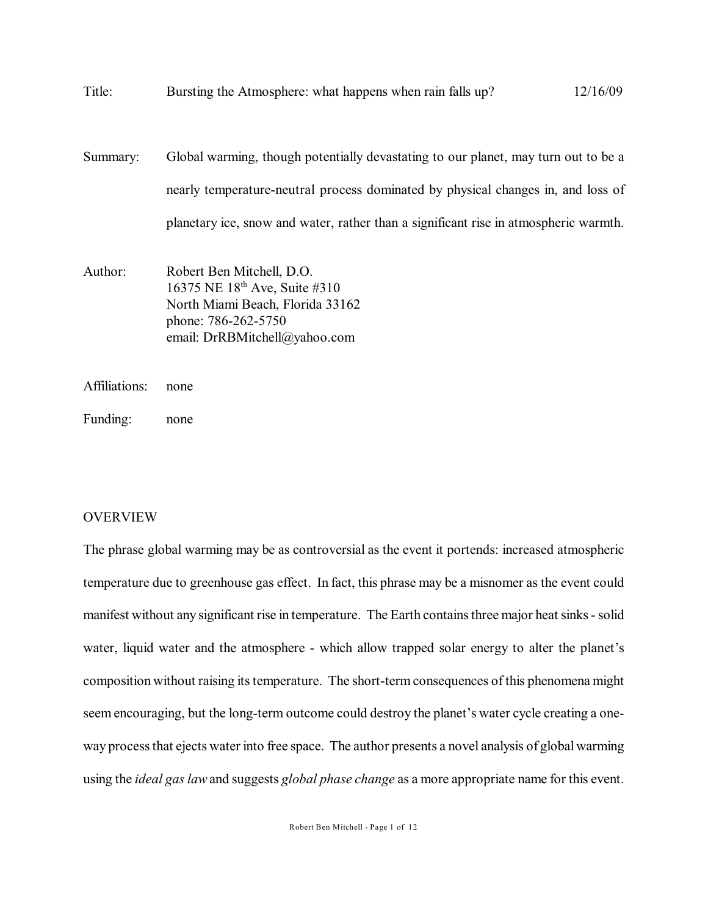Title: Bursting the Atmosphere: what happens when rain falls up? 12/16/09

Summary: Global warming, though potentially devastating to our planet, may turn out to be a nearly temperature-neutral process dominated by physical changes in, and loss of planetary ice, snow and water, rather than a significant rise in atmospheric warmth.

Author: Robert Ben Mitchell, D.O.
16375 NE 18th Ave, Suite #310
North Miami Beach, Florida 33162
phone: 786-262-5750
email: DrRBMitchell@yahoo.com

Affiliations: none

Funding: none

## OVERVIEW

The phrase global warming may be as controversial as the event it portends: increased atmospheric temperature due to greenhouse gas effect. In fact, this phrase may be a misnomer as the event could manifest without any significant rise in temperature. The Earth contains three major heat sinks - solid water, liquid water and the atmosphere - which allow trapped solar energy to alter the planet's composition without raising its temperature. The short-term consequences of this phenomena might seem encouraging, but the long-term outcome could destroy the planet's water cycle creating a one-way process that ejects water into free space. The author presents a novel analysis of global warming using the *ideal gas law* and suggests *global phase change* as a more appropriate name for this event.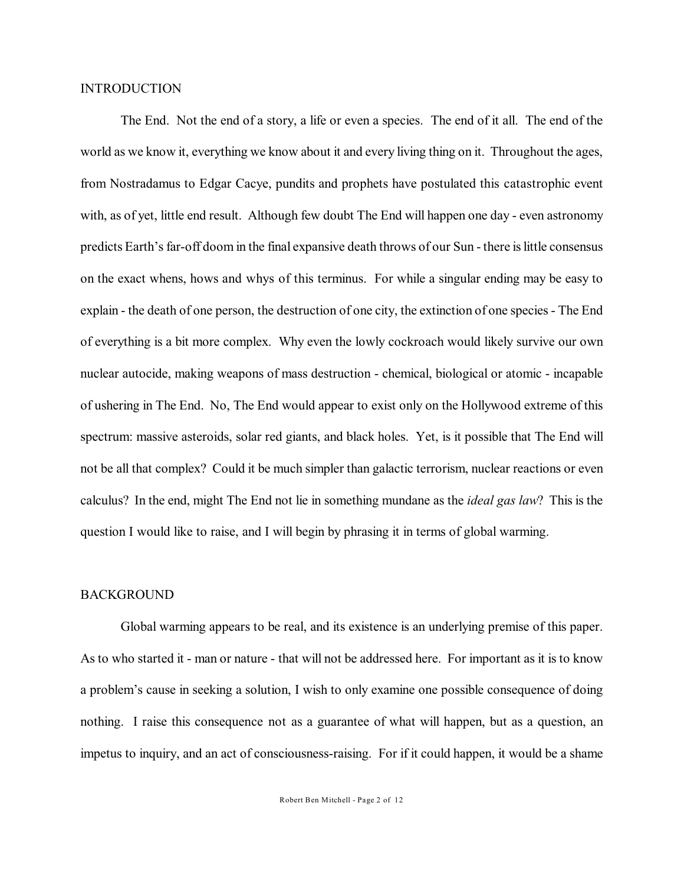## INTRODUCTION

The End. Not the end of a story, a life or even a species. The end of it all. The end of the world as we know it, everything we know about it and every living thing on it. Throughout the ages, from Nostradamus to Edgar Cacye, pundits and prophets have postulated this catastrophic event with, as of yet, little end result. Although few doubt The End will happen one day - even astronomy predicts Earth's far-off doom in the final expansive death throws of our Sun - there is little consensus on the exact whens, hows and whys of this terminus. For while a singular ending may be easy to explain - the death of one person, the destruction of one city, the extinction of one species - The End of everything is a bit more complex. Why even the lowly cockroach would likely survive our own nuclear autocide, making weapons of mass destruction - chemical, biological or atomic - incapable of ushering in The End. No, The End would appear to exist only on the Hollywood extreme of this spectrum: massive asteroids, solar red giants, and black holes. Yet, is it possible that The End will not be all that complex? Could it be much simpler than galactic terrorism, nuclear reactions or even calculus? In the end, might The End not lie in something mundane as the *ideal gas law*? This is the question I would like to raise, and I will begin by phrasing it in terms of global warming.

## BACKGROUND

Global warming appears to be real, and its existence is an underlying premise of this paper. As to who started it - man or nature - that will not be addressed here. For important as it is to know a problem's cause in seeking a solution, I wish to only examine one possible consequence of doing nothing. I raise this consequence not as a guarantee of what will happen, but as a question, an impetus to inquiry, and an act of consciousness-raising. For if it could happen, it would be a shame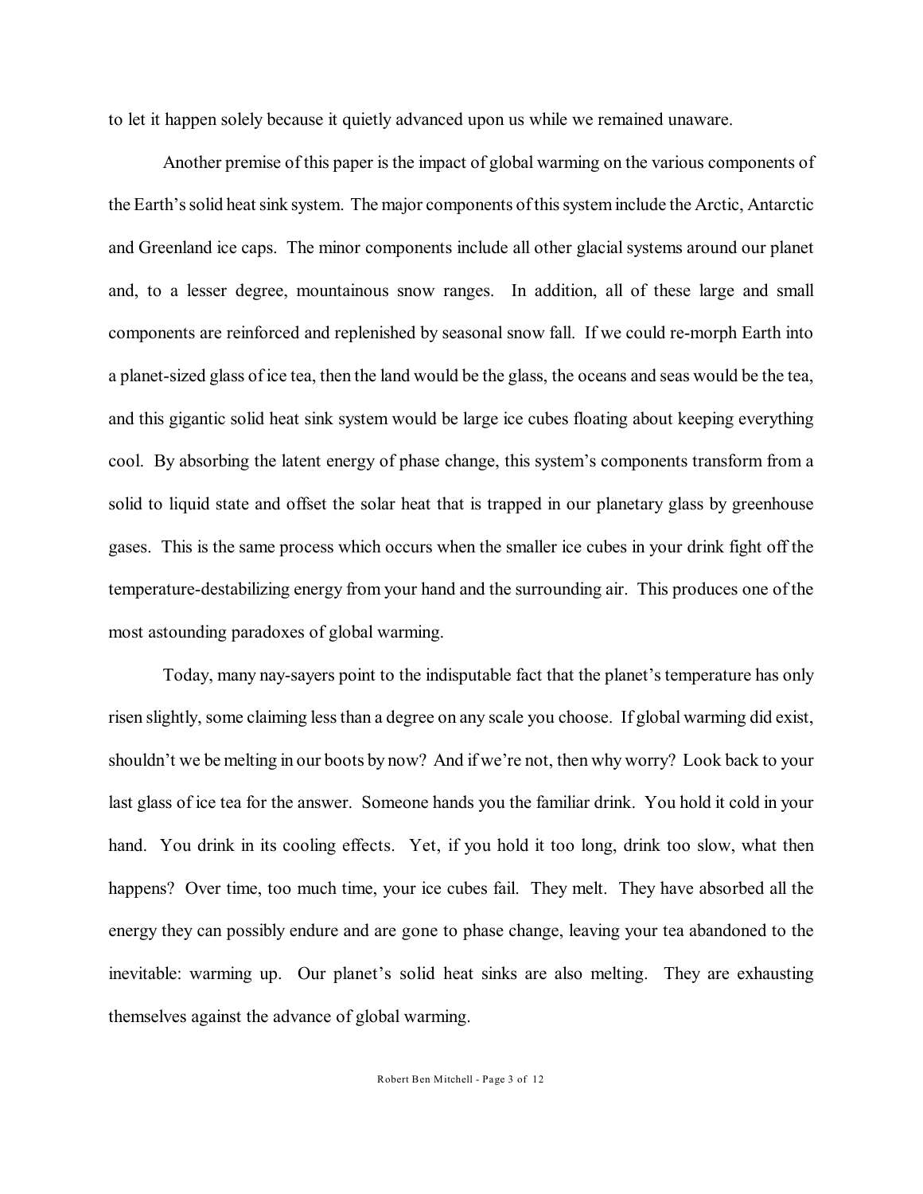to let it happen solely because it quietly advanced upon us while we remained unaware.

Another premise of this paper is the impact of global warming on the various components of the Earth's solid heat sink system. The major components of this system include the Arctic, Antarctic and Greenland ice caps. The minor components include all other glacial systems around our planet and, to a lesser degree, mountainous snow ranges. In addition, all of these large and small components are reinforced and replenished by seasonal snow fall. If we could re-morph Earth into a planet-sized glass of ice tea, then the land would be the glass, the oceans and seas would be the tea, and this gigantic solid heat sink system would be large ice cubes floating about keeping everything cool. By absorbing the latent energy of phase change, this system's components transform from a solid to liquid state and offset the solar heat that is trapped in our planetary glass by greenhouse gases. This is the same process which occurs when the smaller ice cubes in your drink fight off the temperature-destabilizing energy from your hand and the surrounding air. This produces one of the most astounding paradoxes of global warming.

Today, many nay-sayers point to the indisputable fact that the planet's temperature has only risen slightly, some claiming less than a degree on any scale you choose. If global warming did exist, shouldn't we be melting in our boots by now? And if we're not, then why worry? Look back to your last glass of ice tea for the answer. Someone hands you the familiar drink. You hold it cold in your hand. You drink in its cooling effects. Yet, if you hold it too long, drink too slow, what then happens? Over time, too much time, your ice cubes fail. They melt. They have absorbed all the energy they can possibly endure and are gone to phase change, leaving your tea abandoned to the inevitable: warming up. Our planet's solid heat sinks are also melting. They are exhausting themselves against the advance of global warming.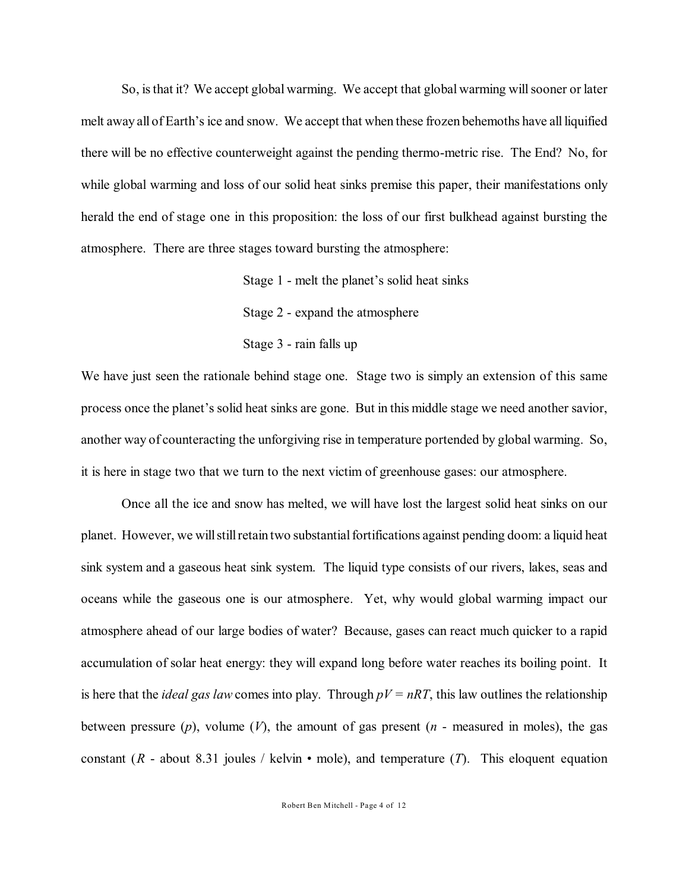So, is that it? We accept global warming. We accept that global warming will sooner or later melt away all of Earth's ice and snow. We accept that when these frozen behemoths have all liquified there will be no effective counterweight against the pending thermo-metric rise. The End? No, for while global warming and loss of our solid heat sinks premise this paper, their manifestations only herald the end of stage one in this proposition: the loss of our first bulkhead against bursting the atmosphere. There are three stages toward bursting the atmosphere:

Stage 1 - melt the planet's solid heat sinks

Stage 2 - expand the atmosphere

Stage 3 - rain falls up

We have just seen the rationale behind stage one. Stage two is simply an extension of this same process once the planet's solid heat sinks are gone. But in this middle stage we need another savior, another way of counteracting the unforgiving rise in temperature portended by global warming. So, it is here in stage two that we turn to the next victim of greenhouse gases: our atmosphere.

Once all the ice and snow has melted, we will have lost the largest solid heat sinks on our planet. However, we will still retain two substantial fortifications against pending doom: a liquid heat sink system and a gaseous heat sink system. The liquid type consists of our rivers, lakes, seas and oceans while the gaseous one is our atmosphere. Yet, why would global warming impact our atmosphere ahead of our large bodies of water? Because, gases can react much quicker to a rapid accumulation of solar heat energy: they will expand long before water reaches its boiling point. It is here that the *ideal gas law* comes into play. Through $pV = nRT$, this law outlines the relationship between pressure ($p$), volume ($V$), the amount of gas present ($n$ - measured in moles), the gas constant ($R$ - about 8.31 joules / kelvin • mole), and temperature ($T$). This eloquent equation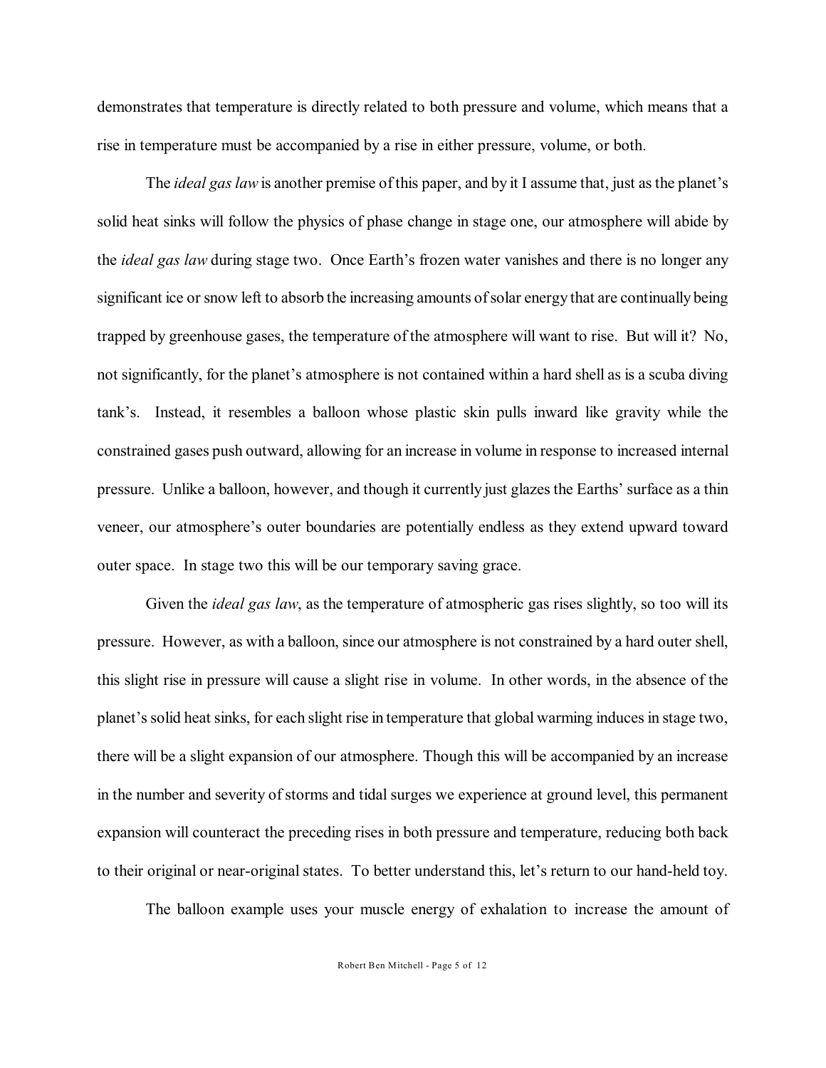demonstrates that temperature is directly related to both pressure and volume, which means that a rise in temperature must be accompanied by a rise in either pressure, volume, or both.

The *ideal gas law* is another premise of this paper, and by it I assume that, just as the planet's solid heat sinks will follow the physics of phase change in stage one, our atmosphere will abide by the *ideal gas law* during stage two. Once Earth's frozen water vanishes and there is no longer any significant ice or snow left to absorb the increasing amounts of solar energy that are continually being trapped by greenhouse gases, the temperature of the atmosphere will want to rise. But will it? No, not significantly, for the planet's atmosphere is not contained within a hard shell as is a scuba diving tank's. Instead, it resembles a balloon whose plastic skin pulls inward like gravity while the constrained gases push outward, allowing for an increase in volume in response to increased internal pressure. Unlike a balloon, however, and though it currently just glazes the Earths' surface as a thin veneer, our atmosphere's outer boundaries are potentially endless as they extend upward toward outer space. In stage two this will be our temporary saving grace.

Given the *ideal gas law*, as the temperature of atmospheric gas rises slightly, so too will its pressure. However, as with a balloon, since our atmosphere is not constrained by a hard outer shell, this slight rise in pressure will cause a slight rise in volume. In other words, in the absence of the planet's solid heat sinks, for each slight rise in temperature that global warming induces in stage two, there will be a slight expansion of our atmosphere. Though this will be accompanied by an increase in the number and severity of storms and tidal surges we experience at ground level, this permanent expansion will counteract the preceding rises in both pressure and temperature, reducing both back to their original or near-original states. To better understand this, let's return to our hand-held toy.

The balloon example uses your muscle energy of exhalation to increase the amount of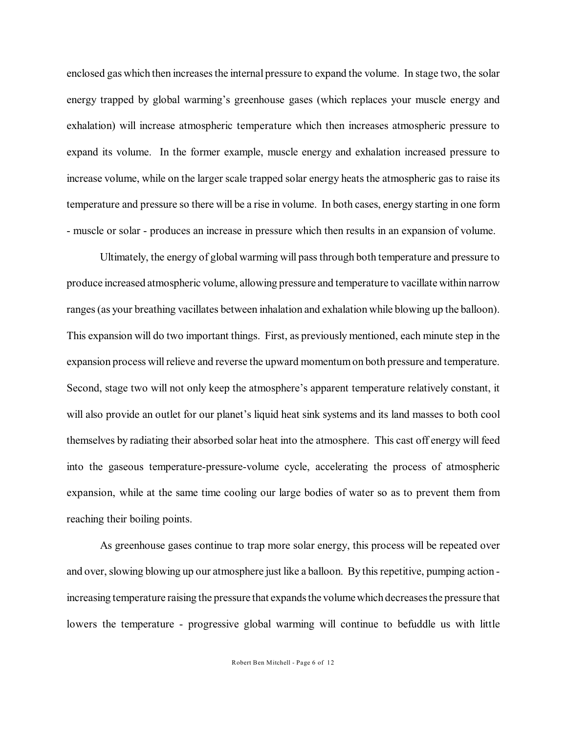enclosed gas which then increases the internal pressure to expand the volume. In stage two, the solar energy trapped by global warming's greenhouse gases (which replaces your muscle energy and exhalation) will increase atmospheric temperature which then increases atmospheric pressure to expand its volume. In the former example, muscle energy and exhalation increased pressure to increase volume, while on the larger scale trapped solar energy heats the atmospheric gas to raise its temperature and pressure so there will be a rise in volume. In both cases, energy starting in one form - muscle or solar - produces an increase in pressure which then results in an expansion of volume.

Ultimately, the energy of global warming will pass through both temperature and pressure to produce increased atmospheric volume, allowing pressure and temperature to vacillate within narrow ranges (as your breathing vacillates between inhalation and exhalation while blowing up the balloon). This expansion will do two important things. First, as previously mentioned, each minute step in the expansion process will relieve and reverse the upward momentum on both pressure and temperature. Second, stage two will not only keep the atmosphere's apparent temperature relatively constant, it will also provide an outlet for our planet's liquid heat sink systems and its land masses to both cool themselves by radiating their absorbed solar heat into the atmosphere. This cast off energy will feed into the gaseous temperature-pressure-volume cycle, accelerating the process of atmospheric expansion, while at the same time cooling our large bodies of water so as to prevent them from reaching their boiling points.

As greenhouse gases continue to trap more solar energy, this process will be repeated over and over, slowing blowing up our atmosphere just like a balloon. By this repetitive, pumping action - increasing temperature raising the pressure that expands the volume which decreases the pressure that lowers the temperature - progressive global warming will continue to befuddle us with little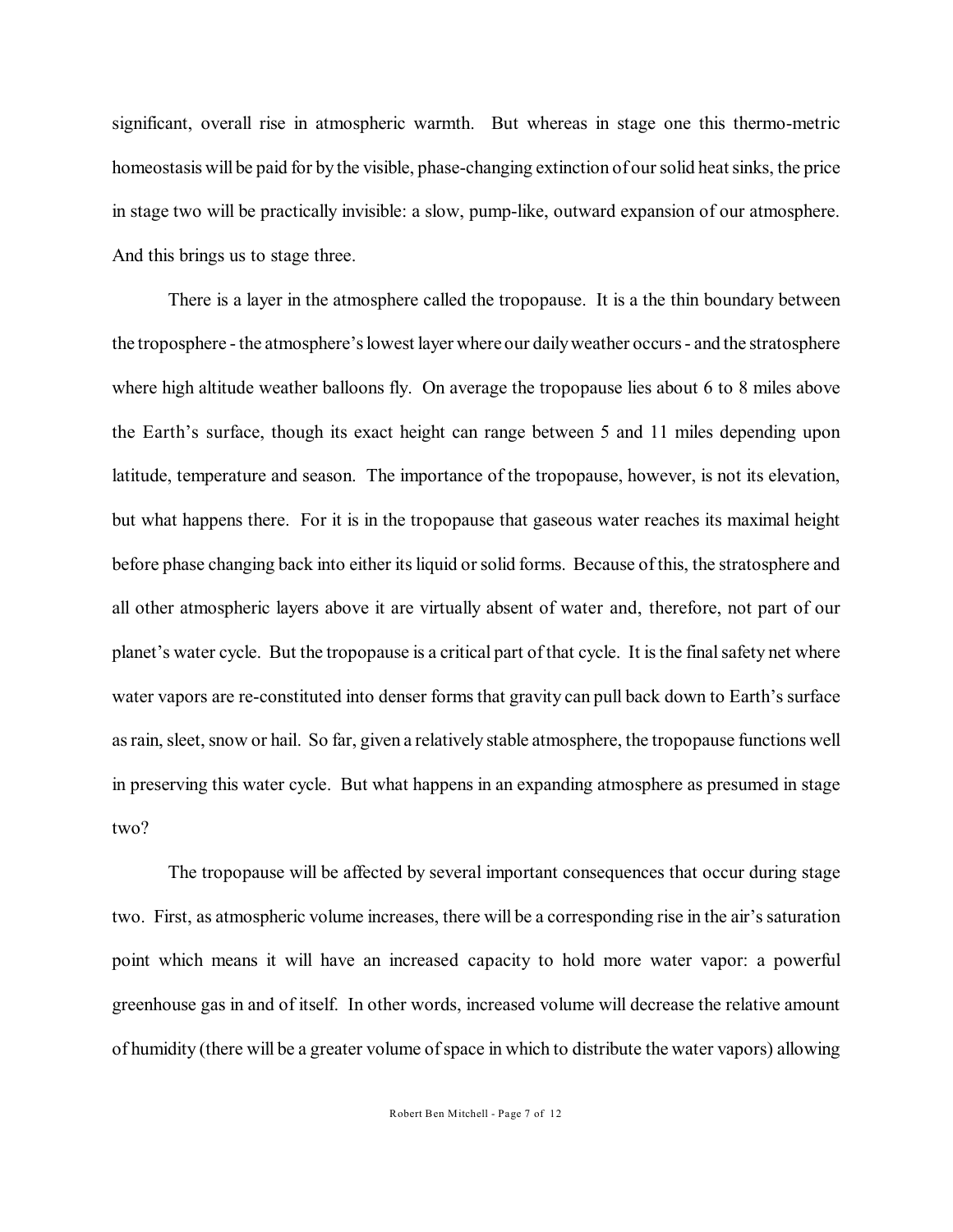significant, overall rise in atmospheric warmth. But whereas in stage one this thermo-metric homeostasis will be paid for by the visible, phase-changing extinction of our solid heat sinks, the price in stage two will be practically invisible: a slow, pump-like, outward expansion of our atmosphere. And this brings us to stage three.

There is a layer in the atmosphere called the tropopause. It is a the thin boundary between the troposphere - the atmosphere's lowest layer where our daily weather occurs - and the stratosphere where high altitude weather balloons fly. On average the tropopause lies about 6 to 8 miles above the Earth's surface, though its exact height can range between 5 and 11 miles depending upon latitude, temperature and season. The importance of the tropopause, however, is not its elevation, but what happens there. For it is in the tropopause that gaseous water reaches its maximal height before phase changing back into either its liquid or solid forms. Because of this, the stratosphere and all other atmospheric layers above it are virtually absent of water and, therefore, not part of our planet's water cycle. But the tropopause is a critical part of that cycle. It is the final safety net where water vapors are re-constituted into denser forms that gravity can pull back down to Earth's surface as rain, sleet, snow or hail. So far, given a relatively stable atmosphere, the tropopause functions well in preserving this water cycle. But what happens in an expanding atmosphere as presumed in stage two?

The tropopause will be affected by several important consequences that occur during stage two. First, as atmospheric volume increases, there will be a corresponding rise in the air's saturation point which means it will have an increased capacity to hold more water vapor: a powerful greenhouse gas in and of itself. In other words, increased volume will decrease the relative amount of humidity (there will be a greater volume of space in which to distribute the water vapors) allowing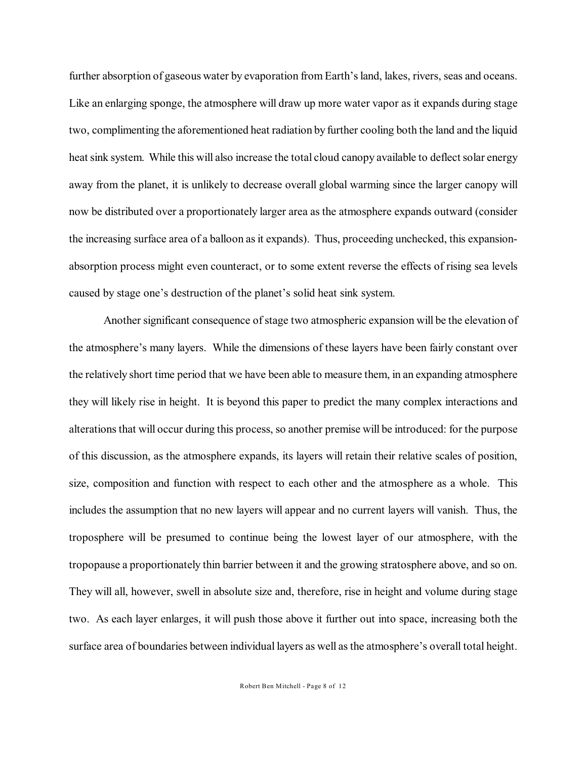further absorption of gaseous water by evaporation from Earth's land, lakes, rivers, seas and oceans. Like an enlarging sponge, the atmosphere will draw up more water vapor as it expands during stage two, complimenting the aforementioned heat radiation by further cooling both the land and the liquid heat sink system. While this will also increase the total cloud canopy available to deflect solar energy away from the planet, it is unlikely to decrease overall global warming since the larger canopy will now be distributed over a proportionately larger area as the atmosphere expands outward (consider the increasing surface area of a balloon as it expands). Thus, proceeding unchecked, this expansion-absorption process might even counteract, or to some extent reverse the effects of rising sea levels caused by stage one's destruction of the planet's solid heat sink system.

Another significant consequence of stage two atmospheric expansion will be the elevation of the atmosphere's many layers. While the dimensions of these layers have been fairly constant over the relatively short time period that we have been able to measure them, in an expanding atmosphere they will likely rise in height. It is beyond this paper to predict the many complex interactions and alterations that will occur during this process, so another premise will be introduced: for the purpose of this discussion, as the atmosphere expands, its layers will retain their relative scales of position, size, composition and function with respect to each other and the atmosphere as a whole. This includes the assumption that no new layers will appear and no current layers will vanish. Thus, the troposphere will be presumed to continue being the lowest layer of our atmosphere, with the tropopause a proportionately thin barrier between it and the growing stratosphere above, and so on. They will all, however, swell in absolute size and, therefore, rise in height and volume during stage two. As each layer enlarges, it will push those above it further out into space, increasing both the surface area of boundaries between individual layers as well as the atmosphere's overall total height.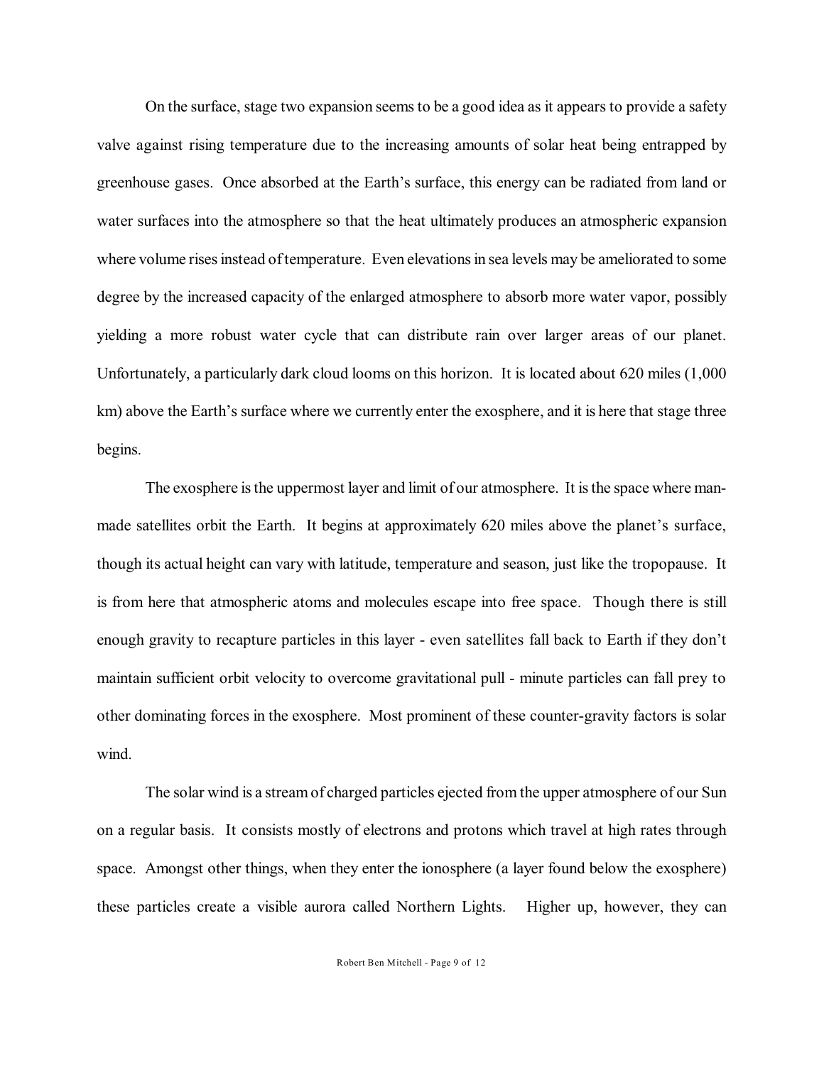On the surface, stage two expansion seems to be a good idea as it appears to provide a safety valve against rising temperature due to the increasing amounts of solar heat being entrapped by greenhouse gases. Once absorbed at the Earth's surface, this energy can be radiated from land or water surfaces into the atmosphere so that the heat ultimately produces an atmospheric expansion where volume rises instead of temperature. Even elevations in sea levels may be ameliorated to some degree by the increased capacity of the enlarged atmosphere to absorb more water vapor, possibly yielding a more robust water cycle that can distribute rain over larger areas of our planet. Unfortunately, a particularly dark cloud looms on this horizon. It is located about 620 miles (1,000 km) above the Earth's surface where we currently enter the exosphere, and it is here that stage three begins.

The exosphere is the uppermost layer and limit of our atmosphere. It is the space where man-made satellites orbit the Earth. It begins at approximately 620 miles above the planet's surface, though its actual height can vary with latitude, temperature and season, just like the tropopause. It is from here that atmospheric atoms and molecules escape into free space. Though there is still enough gravity to recapture particles in this layer - even satellites fall back to Earth if they don't maintain sufficient orbit velocity to overcome gravitational pull - minute particles can fall prey to other dominating forces in the exosphere. Most prominent of these counter-gravity factors is solar wind.

The solar wind is a stream of charged particles ejected from the upper atmosphere of our Sun on a regular basis. It consists mostly of electrons and protons which travel at high rates through space. Amongst other things, when they enter the ionosphere (a layer found below the exosphere) these particles create a visible aurora called Northern Lights. Higher up, however, they can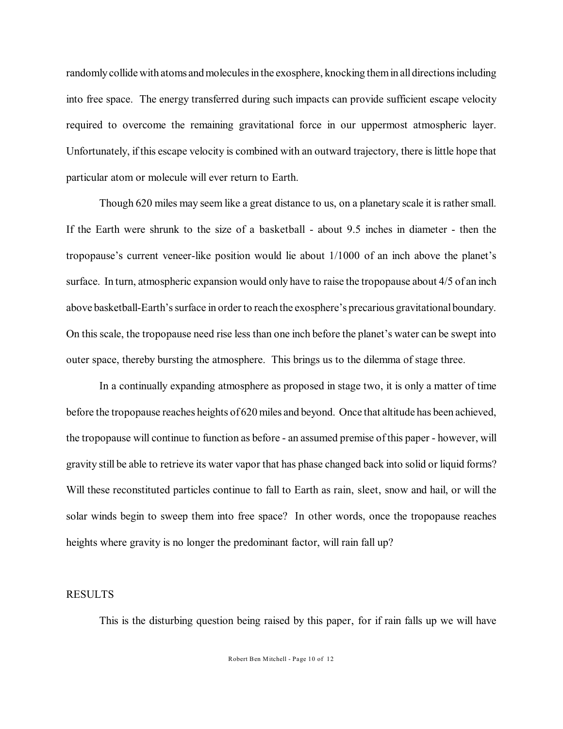randomly collide with atoms and molecules in the exosphere, knocking them in all directions including into free space. The energy transferred during such impacts can provide sufficient escape velocity required to overcome the remaining gravitational force in our uppermost atmospheric layer. Unfortunately, if this escape velocity is combined with an outward trajectory, there is little hope that particular atom or molecule will ever return to Earth.

Though 620 miles may seem like a great distance to us, on a planetary scale it is rather small. If the Earth were shrunk to the size of a basketball - about 9.5 inches in diameter - then the tropopause's current veneer-like position would lie about 1/1000 of an inch above the planet's surface. In turn, atmospheric expansion would only have to raise the tropopause about 4/5 of an inch above basketball-Earth's surface in order to reach the exosphere's precarious gravitational boundary. On this scale, the tropopause need rise less than one inch before the planet's water can be swept into outer space, thereby bursting the atmosphere. This brings us to the dilemma of stage three.

In a continually expanding atmosphere as proposed in stage two, it is only a matter of time before the tropopause reaches heights of 620 miles and beyond. Once that altitude has been achieved, the tropopause will continue to function as before - an assumed premise of this paper - however, will gravity still be able to retrieve its water vapor that has phase changed back into solid or liquid forms? Will these reconstituted particles continue to fall to Earth as rain, sleet, snow and hail, or will the solar winds begin to sweep them into free space? In other words, once the tropopause reaches heights where gravity is no longer the predominant factor, will rain fall up?

## RESULTS

This is the disturbing question being raised by this paper, for if rain falls up we will have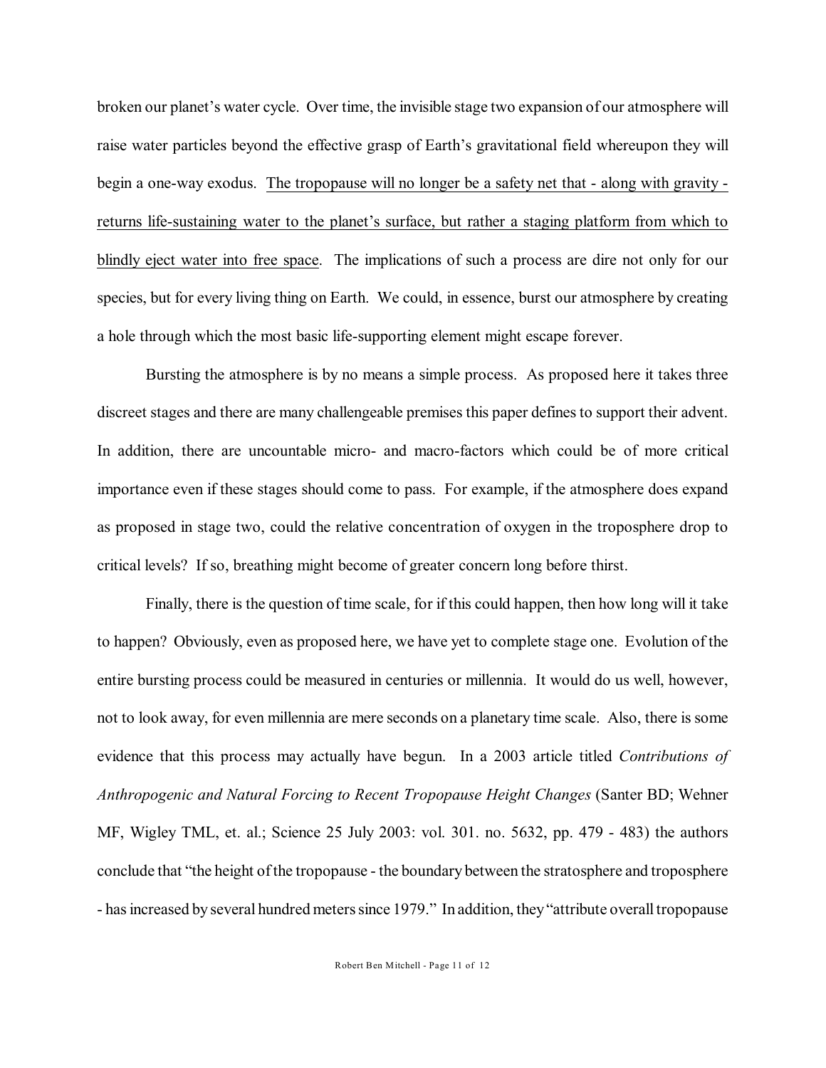broken our planet's water cycle. Over time, the invisible stage two expansion of our atmosphere will raise water particles beyond the effective grasp of Earth's gravitational field whereupon they will begin a one-way exodus. <u>The tropopause will no longer be a safety net that - along with gravity - returns life-sustaining water to the planet's surface, but rather a staging platform from which to blindly eject water into free space</u>. The implications of such a process are dire not only for our species, but for every living thing on Earth. We could, in essence, burst our atmosphere by creating a hole through which the most basic life-supporting element might escape forever.

Bursting the atmosphere is by no means a simple process. As proposed here it takes three discreet stages and there are many challengeable premises this paper defines to support their advent. In addition, there are uncountable micro- and macro-factors which could be of more critical importance even if these stages should come to pass. For example, if the atmosphere does expand as proposed in stage two, could the relative concentration of oxygen in the troposphere drop to critical levels? If so, breathing might become of greater concern long before thirst.

Finally, there is the question of time scale, for if this could happen, then how long will it take to happen? Obviously, even as proposed here, we have yet to complete stage one. Evolution of the entire bursting process could be measured in centuries or millennia. It would do us well, however, not to look away, for even millennia are mere seconds on a planetary time scale. Also, there is some evidence that this process may actually have begun. In a 2003 article titled *Contributions of Anthropogenic and Natural Forcing to Recent Tropopause Height Changes* (Santer BD; Wehner MF, Wigley TML, et. al.; Science 25 July 2003: vol. 301. no. 5632, pp. 479 - 483) the authors conclude that "the height of the tropopause - the boundary between the stratosphere and troposphere - has increased by several hundred meters since 1979." In addition, they "attribute overall tropopause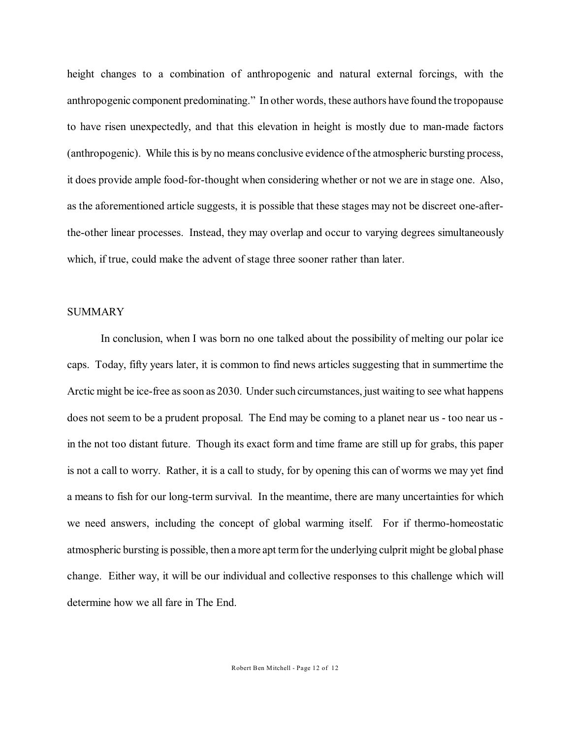height changes to a combination of anthropogenic and natural external forcings, with the anthropogenic component predominating." In other words, these authors have found the tropopause to have risen unexpectedly, and that this elevation in height is mostly due to man-made factors (anthropogenic). While this is by no means conclusive evidence of the atmospheric bursting process, it does provide ample food-for-thought when considering whether or not we are in stage one. Also, as the aforementioned article suggests, it is possible that these stages may not be discreet one-after-the-other linear processes. Instead, they may overlap and occur to varying degrees simultaneously which, if true, could make the advent of stage three sooner rather than later.

## SUMMARY

In conclusion, when I was born no one talked about the possibility of melting our polar ice caps. Today, fifty years later, it is common to find news articles suggesting that in summertime the Arctic might be ice-free as soon as 2030. Under such circumstances, just waiting to see what happens does not seem to be a prudent proposal. The End may be coming to a planet near us - too near us - in the not too distant future. Though its exact form and time frame are still up for grabs, this paper is not a call to worry. Rather, it is a call to study, for by opening this can of worms we may yet find a means to fish for our long-term survival. In the meantime, there are many uncertainties for which we need answers, including the concept of global warming itself. For if thermo-homeostatic atmospheric bursting is possible, then a more apt term for the underlying culprit might be global phase change. Either way, it will be our individual and collective responses to this challenge which will determine how we all fare in The End.